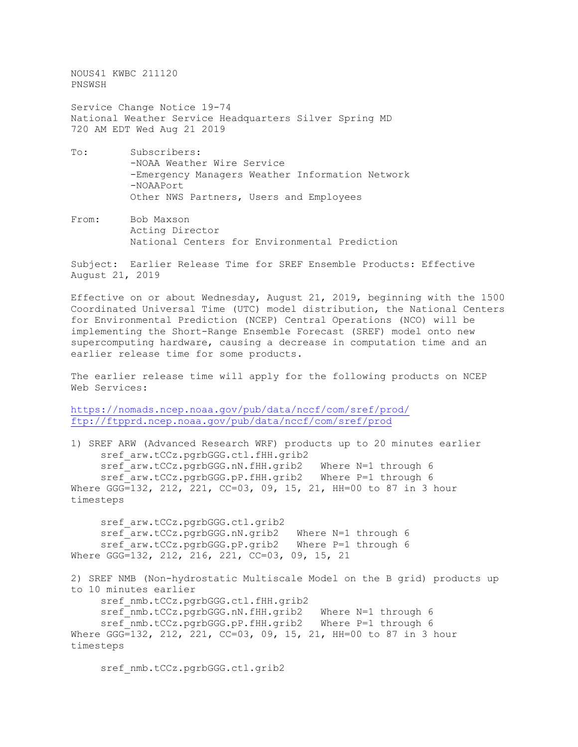NOUS41 KWBC 211120
PNSWSH

Service Change Notice 19-74
National Weather Service Headquarters Silver Spring MD
720 AM EDT Wed Aug 21 2019

To: Subscribers:
-NOAA Weather Wire Service
-Emergency Managers Weather Information Network
-NOAAPort
Other NWS Partners, Users and Employees

From: Bob Maxson
Acting Director
National Centers for Environmental Prediction

Subject: Earlier Release Time for SREF Ensemble Products: Effective August 21, 2019

Effective on or about Wednesday, August 21, 2019, beginning with the 1500 Coordinated Universal Time (UTC) model distribution, the National Centers for Environmental Prediction (NCEP) Central Operations (NCO) will be implementing the Short-Range Ensemble Forecast (SREF) model onto new supercomputing hardware, causing a decrease in computation time and an earlier release time for some products.

The earlier release time will apply for the following products on NCEP Web Services:

https://nomads.ncep.noaa.gov/pub/data/nccf/com/sref/prod/
ftp://ftpprd.ncep.noaa.gov/pub/data/nccf/com/sref/prod

1) SREF ARW (Advanced Research WRF) products up to 20 minutes earlier

```
     sref_arw.tCCz.pgrbGGG.ctl.fHH.grib2
     sref_arw.tCCz.pgrbGGG.nN.fHH.grib2   Where N=1 through 6
     sref_arw.tCCz.pgrbGGG.pP.fHH.grib2   Where P=1 through 6
Where GGG=132, 212, 221, CC=03, 09, 15, 21, HH=00 to 87 in 3 hour
timesteps

     sref_arw.tCCz.pgrbGGG.ctl.grib2
     sref_arw.tCCz.pgrbGGG.nN.grib2   Where N=1 through 6
     sref_arw.tCCz.pgrbGGG.pP.grib2   Where P=1 through 6
Where GGG=132, 212, 216, 221, CC=03, 09, 15, 21
```

2) SREF NMB (Non-hydrostatic Multiscale Model on the B grid) products up to 10 minutes earlier

```
     sref_nmb.tCCz.pgrbGGG.ctl.fHH.grib2
     sref_nmb.tCCz.pgrbGGG.nN.fHH.grib2   Where N=1 through 6
     sref_nmb.tCCz.pgrbGGG.pP.fHH.grib2   Where P=1 through 6
Where GGG=132, 212, 221, CC=03, 09, 15, 21, HH=00 to 87 in 3 hour
timesteps

     sref_nmb.tCCz.pgrbGGG.ctl.grib2
```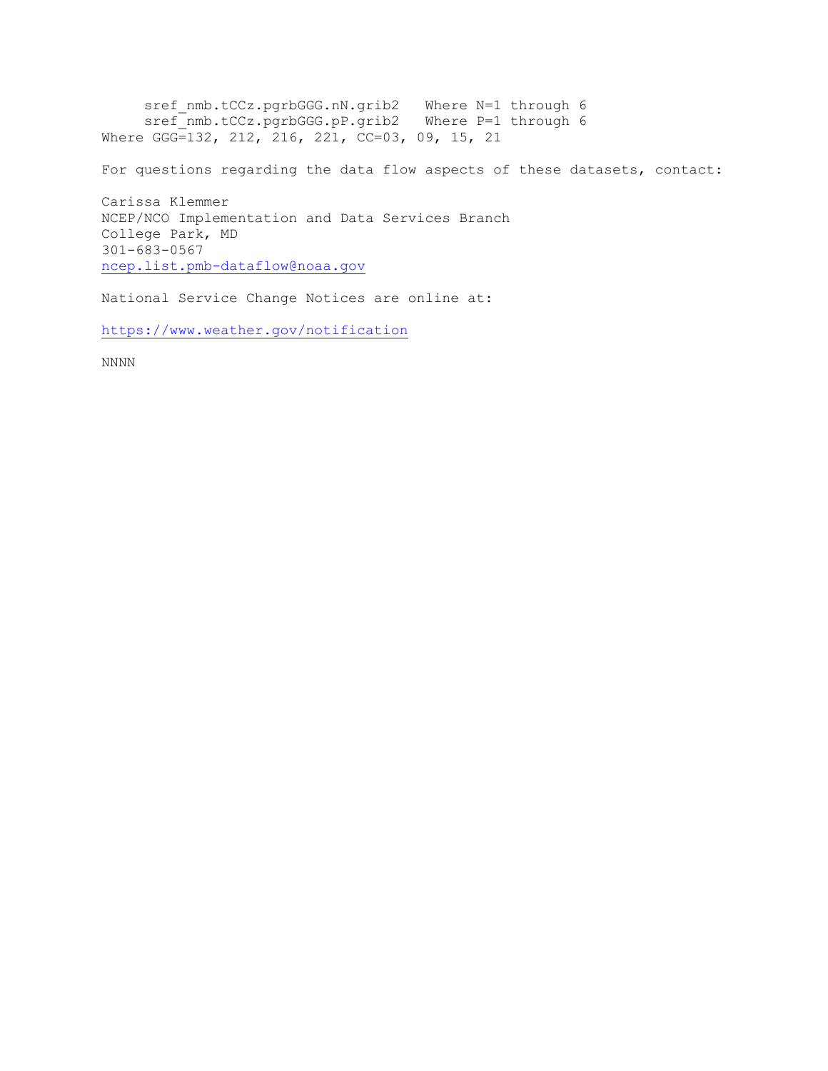```
     sref_nmb.tCCz.pgrbGGG.nN.grib2   Where N=1 through 6
     sref_nmb.tCCz.pgrbGGG.pP.grib2   Where P=1 through 6
Where GGG=132, 212, 216, 221, CC=03, 09, 15, 21
```

For questions regarding the data flow aspects of these datasets, contact:

Carissa Klemmer
NCEP/NCO Implementation and Data Services Branch
College Park, MD
301-683-0567
ncep.list.pmb-dataflow@noaa.gov

National Service Change Notices are online at:

https://www.weather.gov/notification

NNNN